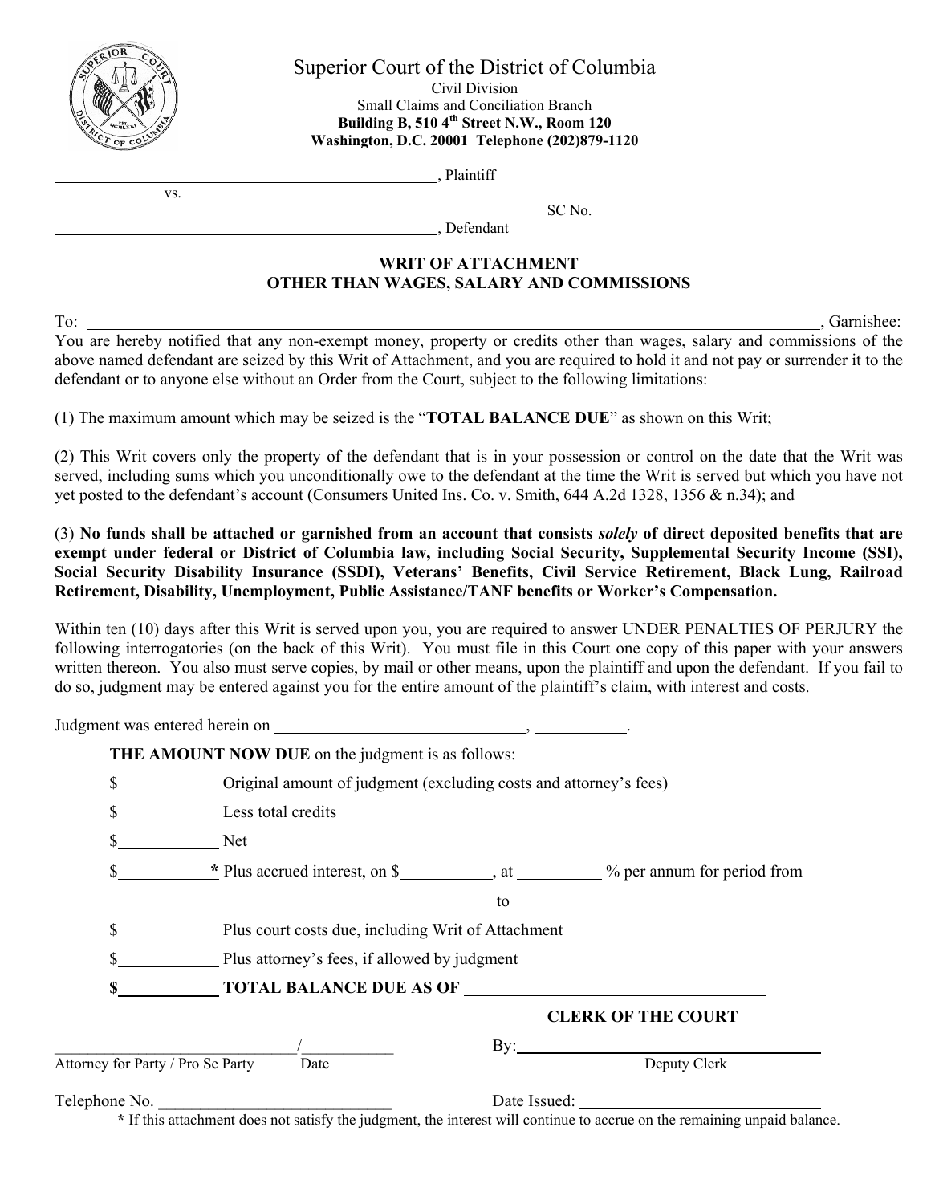# Superior Court of the District of Columbia

Civil Division
Small Claims and Conciliation Branch
**Building B, 510 4th Street N.W., Room 120**
**Washington, D.C. 20001 Telephone (202)879-1120**

_______________________________________, Plaintiff

vs.

SC No. ____________________

_______________________________________, Defendant

## WRIT OF ATTACHMENT
## OTHER THAN WAGES, SALARY AND COMMISSIONS

To: ______________________________________________________________, Garnishee:
You are hereby notified that any non-exempt money, property or credits other than wages, salary and commissions of the above named defendant are seized by this Writ of Attachment, and you are required to hold it and not pay or surrender it to the defendant or to anyone else without an Order from the Court, subject to the following limitations:

(1) The maximum amount which may be seized is the "**TOTAL BALANCE DUE**" as shown on this Writ;

(2) This Writ covers only the property of the defendant that is in your possession or control on the date that the Writ was served, including sums which you unconditionally owe to the defendant at the time the Writ is served but which you have not yet posted to the defendant's account (Consumers United Ins. Co. v. Smith, 644 A.2d 1328, 1356 & n.34); and

(3) **No funds shall be attached or garnished from an account that consists *solely* of direct deposited benefits that are exempt under federal or District of Columbia law, including Social Security, Supplemental Security Income (SSI), Social Security Disability Insurance (SSDI), Veterans' Benefits, Civil Service Retirement, Black Lung, Railroad Retirement, Disability, Unemployment, Public Assistance/TANF benefits or Worker's Compensation.**

Within ten (10) days after this Writ is served upon you, you are required to answer UNDER PENALTIES OF PERJURY the following interrogatories (on the back of this Writ). You must file in this Court one copy of this paper with your answers written thereon. You also must serve copies, by mail or other means, upon the plaintiff and upon the defendant. If you fail to do so, judgment may be entered against you for the entire amount of the plaintiff's claim, with interest and costs.

Judgment was entered herein on ____________________, __________.

**THE AMOUNT NOW DUE** on the judgment is as follows:

$__________ Original amount of judgment (excluding costs and attorney's fees)

$__________ Less total credits

$__________ Net

$__________ **\*** Plus accrued interest, on $__________, at __________ % per annum for period from

____________________ to ____________________

$__________ Plus court costs due, including Writ of Attachment

$__________ Plus attorney's fees, if allowed by judgment

**$__________ TOTAL BALANCE DUE AS OF** ____________________

**CLERK OF THE COURT**

____________________/__________
Attorney for Party / Pro Se Party Date

By: ____________________
Deputy Clerk

Telephone No. ____________________

Date Issued: ____________________

**\*** If this attachment does not satisfy the judgment, the interest will continue to accrue on the remaining unpaid balance.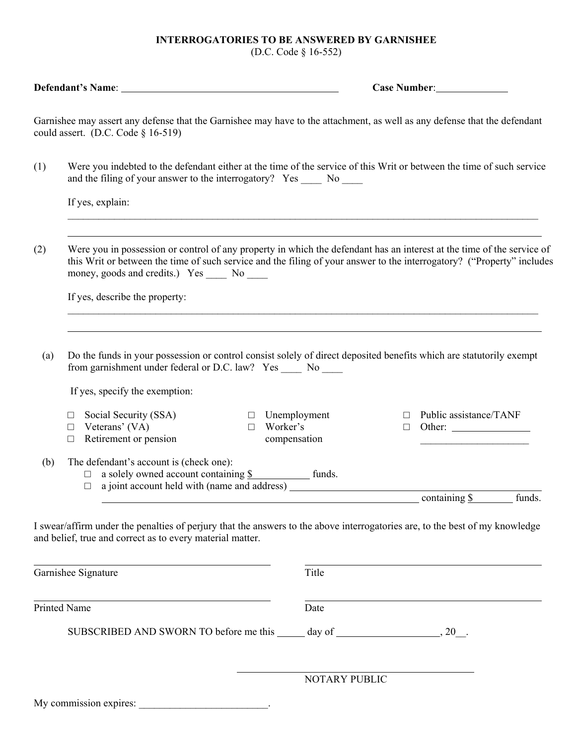# INTERROGATORIES TO BE ANSWERED BY GARNISHEE

(D.C. Code § 16-552)

**Defendant's Name**: _____________________________________________ **Case Number**:______________

Garnishee may assert any defense that the Garnishee may have to the attachment, as well as any defense that the defendant could assert. (D.C. Code § 16-519)

(1) Were you indebted to the defendant either at the time of the service of this Writ or between the time of such service and the filing of your answer to the interrogatory? Yes ____ No ____

If yes, explain:

_______________________________________________________________________________________________

_______________________________________________________________________________________________

(2) Were you in possession or control of any property in which the defendant has an interest at the time of the service of this Writ or between the time of such service and the filing of your answer to the interrogatory? ("Property" includes money, goods and credits.) Yes ____ No ____

If yes, describe the property:

_______________________________________________________________________________________________

_______________________________________________________________________________________________

(a) Do the funds in your possession or control consist solely of direct deposited benefits which are statutorily exempt from garnishment under federal or D.C. law? Yes ____ No ____

If yes, specify the exemption:

- ☐ Social Security (SSA)
- ☐ Veterans' (VA)
- ☐ Retirement or pension
- ☐ Unemployment
- ☐ Worker's compensation
- ☐ Public assistance/TANF
- ☐ Other: _______________ _____________________

(b) The defendant's account is (check one):

- ☐ a solely owned account containing $___________ funds.
- ☐ a joint account held with (name and address) ______________________________________________ ______________________________________________________________ containing $________ funds.

I swear/affirm under the penalties of perjury that the answers to the above interrogatories are, to the best of my knowledge and belief, true and correct as to every material matter.

_____________________________________________ _____________________________________________

Garnishee Signature Title

_____________________________________________ _____________________________________________

Printed Name Date

SUBSCRIBED AND SWORN TO before me this _____ day of ___________________, 20__.

_____________________________________________

NOTARY PUBLIC

My commission expires: _________________________.